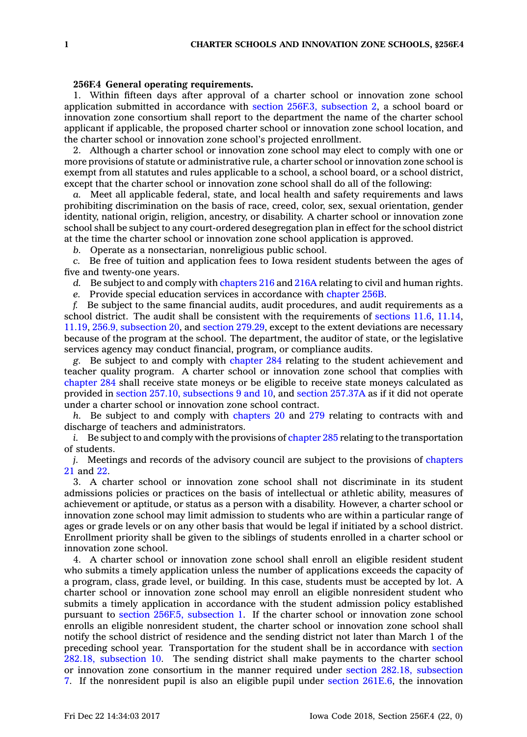**256F.4 General operating requirements.**

1. Within fifteen days after approval of a charter school or innovation zone school application submitted in accordance with section 256F.3, subsection 2, a school board or innovation zone consortium shall report to the department the name of the charter school applicant if applicable, the proposed charter school or innovation zone school location, and the charter school or innovation zone school's projected enrollment.

2. Although a charter school or innovation zone school may elect to comply with one or more provisions of statute or administrative rule, a charter school or innovation zone school is exempt from all statutes and rules applicable to a school, a school board, or a school district, except that the charter school or innovation zone school shall do all of the following:

*a.* Meet all applicable federal, state, and local health and safety requirements and laws prohibiting discrimination on the basis of race, creed, color, sex, sexual orientation, gender identity, national origin, religion, ancestry, or disability. A charter school or innovation zone school shall be subject to any court-ordered desegregation plan in effect for the school district at the time the charter school or innovation zone school application is approved.

*b.* Operate as a nonsectarian, nonreligious public school.

*c.* Be free of tuition and application fees to Iowa resident students between the ages of five and twenty-one years.

*d.* Be subject to and comply with chapters 216 and 216A relating to civil and human rights.

*e.* Provide special education services in accordance with chapter 256B.

*f.* Be subject to the same financial audits, audit procedures, and audit requirements as a school district. The audit shall be consistent with the requirements of sections 11.6, 11.14, 11.19, 256.9, subsection 20, and section 279.29, except to the extent deviations are necessary because of the program at the school. The department, the auditor of state, or the legislative services agency may conduct financial, program, or compliance audits.

*g.* Be subject to and comply with chapter 284 relating to the student achievement and teacher quality program. A charter school or innovation zone school that complies with chapter 284 shall receive state moneys or be eligible to receive state moneys calculated as provided in section 257.10, subsections 9 and 10, and section 257.37A as if it did not operate under a charter school or innovation zone school contract.

*h.* Be subject to and comply with chapters 20 and 279 relating to contracts with and discharge of teachers and administrators.

*i.* Be subject to and comply with the provisions of chapter 285 relating to the transportation of students.

*j.* Meetings and records of the advisory council are subject to the provisions of chapters 21 and 22.

3. A charter school or innovation zone school shall not discriminate in its student admissions policies or practices on the basis of intellectual or athletic ability, measures of achievement or aptitude, or status as a person with a disability. However, a charter school or innovation zone school may limit admission to students who are within a particular range of ages or grade levels or on any other basis that would be legal if initiated by a school district. Enrollment priority shall be given to the siblings of students enrolled in a charter school or innovation zone school.

4. A charter school or innovation zone school shall enroll an eligible resident student who submits a timely application unless the number of applications exceeds the capacity of a program, class, grade level, or building. In this case, students must be accepted by lot. A charter school or innovation zone school may enroll an eligible nonresident student who submits a timely application in accordance with the student admission policy established pursuant to section 256F.5, subsection 1. If the charter school or innovation zone school enrolls an eligible nonresident student, the charter school or innovation zone school shall notify the school district of residence and the sending district not later than March 1 of the preceding school year. Transportation for the student shall be in accordance with section 282.18, subsection 10. The sending district shall make payments to the charter school or innovation zone consortium in the manner required under section 282.18, subsection 7. If the nonresident pupil is also an eligible pupil under section 261E.6, the innovation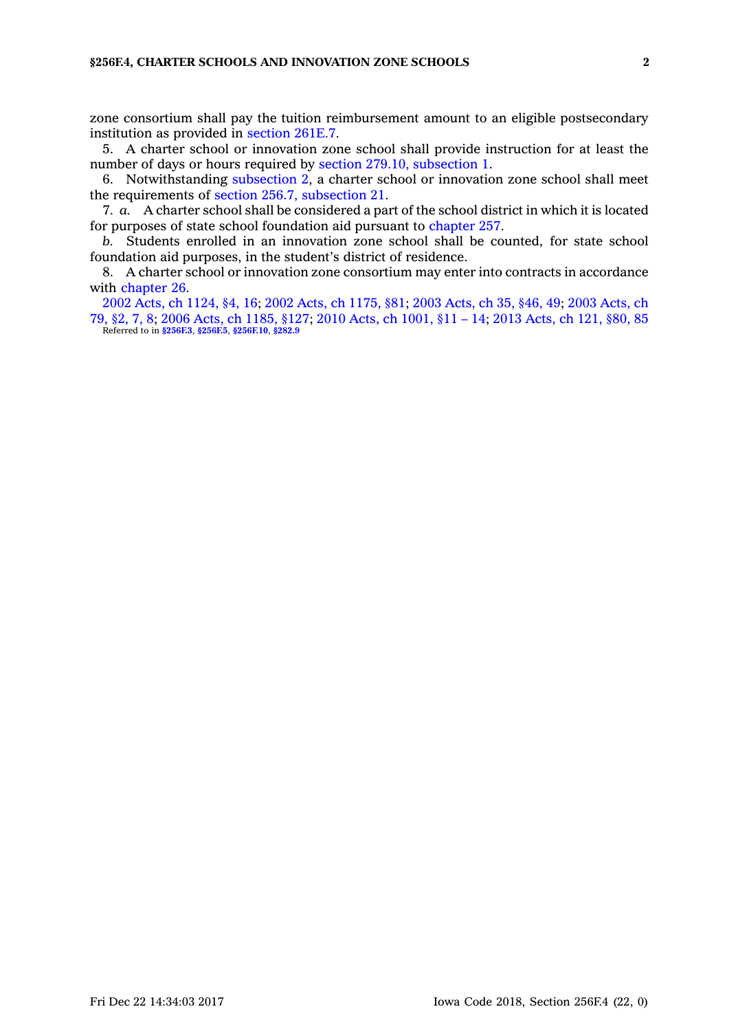zone consortium shall pay the tuition reimbursement amount to an eligible postsecondary institution as provided in section 261E.7.

5. A charter school or innovation zone school shall provide instruction for at least the number of days or hours required by section 279.10, subsection 1.

6. Notwithstanding subsection 2, a charter school or innovation zone school shall meet the requirements of section 256.7, subsection 21.

7. *a.* A charter school shall be considered a part of the school district in which it is located for purposes of state school foundation aid pursuant to chapter 257.

*b.* Students enrolled in an innovation zone school shall be counted, for state school foundation aid purposes, in the student's district of residence.

8. A charter school or innovation zone consortium may enter into contracts in accordance with chapter 26.

2002 Acts, ch 1124, §4, 16; 2002 Acts, ch 1175, §81; 2003 Acts, ch 35, §46, 49; 2003 Acts, ch 79, §2, 7, 8; 2006 Acts, ch 1185, §127; 2010 Acts, ch 1001, §11 – 14; 2013 Acts, ch 121, §80, 85

Referred to in **§256F.3**, **§256F.5**, **§256F.10**, **§282.9**